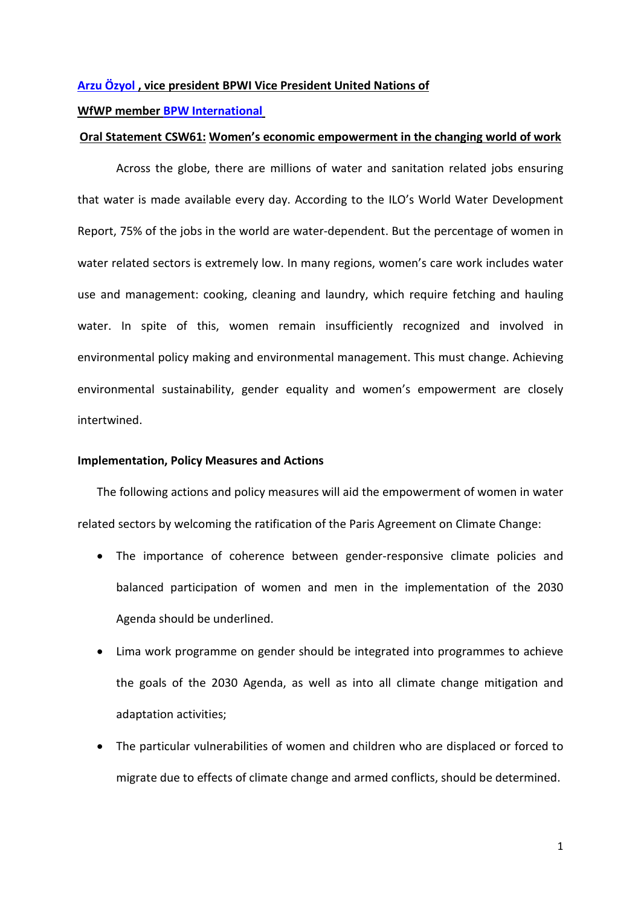**Arzu Özyol , vice president BPWI Vice President United Nations of**

**WfWP member BPW International**

**Oral Statement CSW61: Women's economic empowerment in the changing world of work**

Across the globe, there are millions of water and sanitation related jobs ensuring that water is made available every day. According to the ILO's World Water Development Report, 75% of the jobs in the world are water-dependent. But the percentage of women in water related sectors is extremely low. In many regions, women's care work includes water use and management: cooking, cleaning and laundry, which require fetching and hauling water. In spite of this, women remain insufficiently recognized and involved in environmental policy making and environmental management. This must change. Achieving environmental sustainability, gender equality and women's empowerment are closely intertwined.

**Implementation, Policy Measures and Actions**

The following actions and policy measures will aid the empowerment of women in water related sectors by welcoming the ratification of the Paris Agreement on Climate Change:

- The importance of coherence between gender-responsive climate policies and balanced participation of women and men in the implementation of the 2030 Agenda should be underlined.
- Lima work programme on gender should be integrated into programmes to achieve the goals of the 2030 Agenda, as well as into all climate change mitigation and adaptation activities;
- The particular vulnerabilities of women and children who are displaced or forced to migrate due to effects of climate change and armed conflicts, should be determined.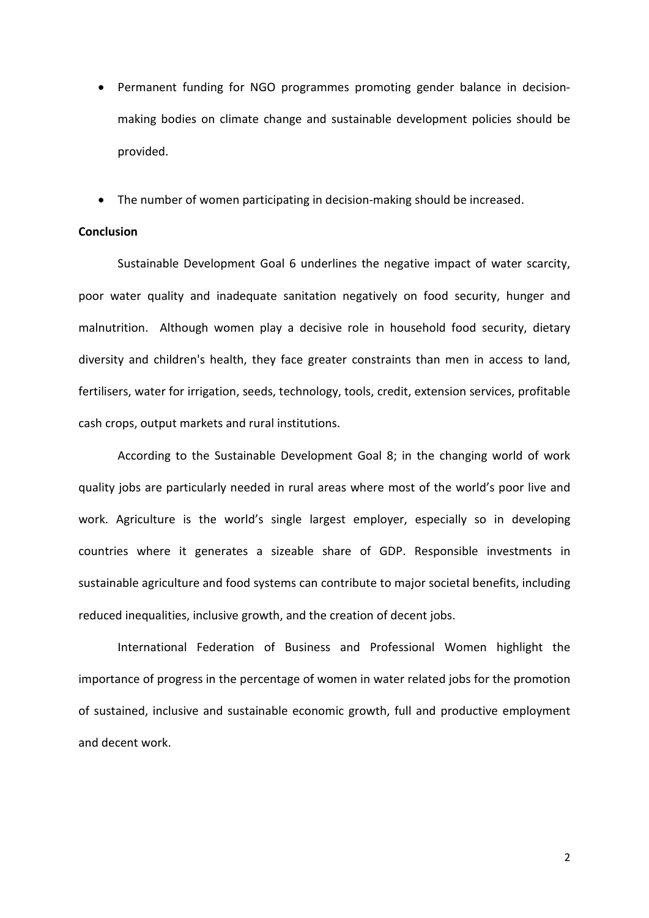- Permanent funding for NGO programmes promoting gender balance in decision-making bodies on climate change and sustainable development policies should be provided.

- The number of women participating in decision-making should be increased.

**Conclusion**

Sustainable Development Goal 6 underlines the negative impact of water scarcity, poor water quality and inadequate sanitation negatively on food security, hunger and malnutrition. Although women play a decisive role in household food security, dietary diversity and children's health, they face greater constraints than men in access to land, fertilisers, water for irrigation, seeds, technology, tools, credit, extension services, profitable cash crops, output markets and rural institutions.

According to the Sustainable Development Goal 8; in the changing world of work quality jobs are particularly needed in rural areas where most of the world's poor live and work. Agriculture is the world's single largest employer, especially so in developing countries where it generates a sizeable share of GDP. Responsible investments in sustainable agriculture and food systems can contribute to major societal benefits, including reduced inequalities, inclusive growth, and the creation of decent jobs.

International Federation of Business and Professional Women highlight the importance of progress in the percentage of women in water related jobs for the promotion of sustained, inclusive and sustainable economic growth, full and productive employment and decent work.